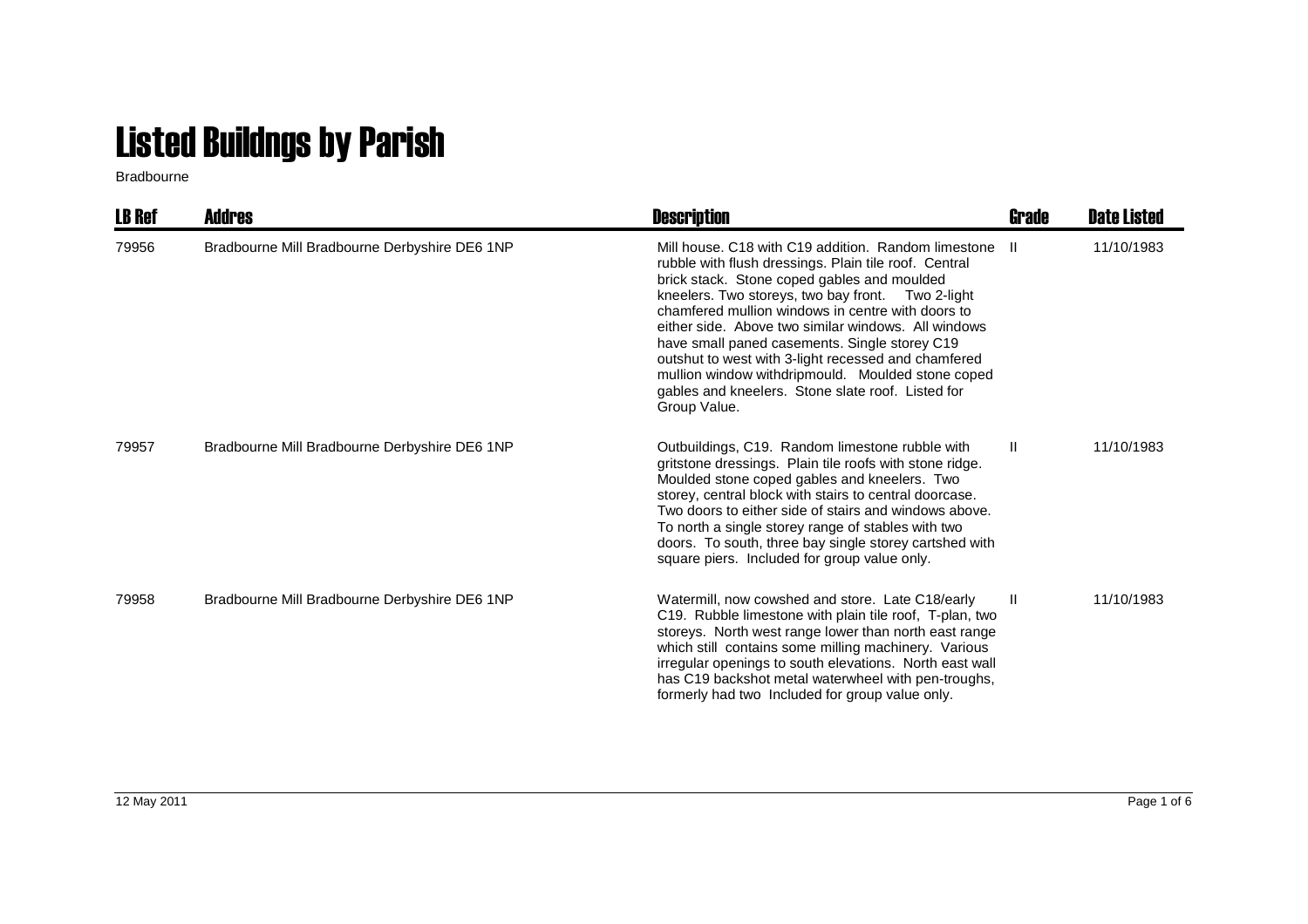# Listed Buildngs by Parish

Bradbourne

| LB Ref | Addres | Description | Grade | Date Listed |
|---|---|---|---|---|
| 79956 | Bradbourne Mill Bradbourne Derbyshire DE6 1NP | Mill house. C18 with C19 addition. Random limestone rubble with flush dressings. Plain tile roof. Central brick stack. Stone coped gables and moulded kneelers. Two storeys, two bay front. Two 2-light chamfered mullion windows in centre with doors to either side. Above two similar windows. All windows have small paned casements. Single storey C19 outshut to west with 3-light recessed and chamfered mullion window withdripmould. Moulded stone coped gables and kneelers. Stone slate roof. Listed for Group Value. | II | 11/10/1983 |
| 79957 | Bradbourne Mill Bradbourne Derbyshire DE6 1NP | Outbuildings, C19. Random limestone rubble with gritstone dressings. Plain tile roofs with stone ridge. Moulded stone coped gables and kneelers. Two storey, central block with stairs to central doorcase. Two doors to either side of stairs and windows above. To north a single storey range of stables with two doors. To south, three bay single storey cartshed with square piers. Included for group value only. | II | 11/10/1983 |
| 79958 | Bradbourne Mill Bradbourne Derbyshire DE6 1NP | Watermill, now cowshed and store. Late C18/early C19. Rubble limestone with plain tile roof, T-plan, two storeys. North west range lower than north east range which still contains some milling machinery. Various irregular openings to south elevations. North east wall has C19 backshot metal waterwheel with pen-troughs, formerly had two Included for group value only. | II | 11/10/1983 |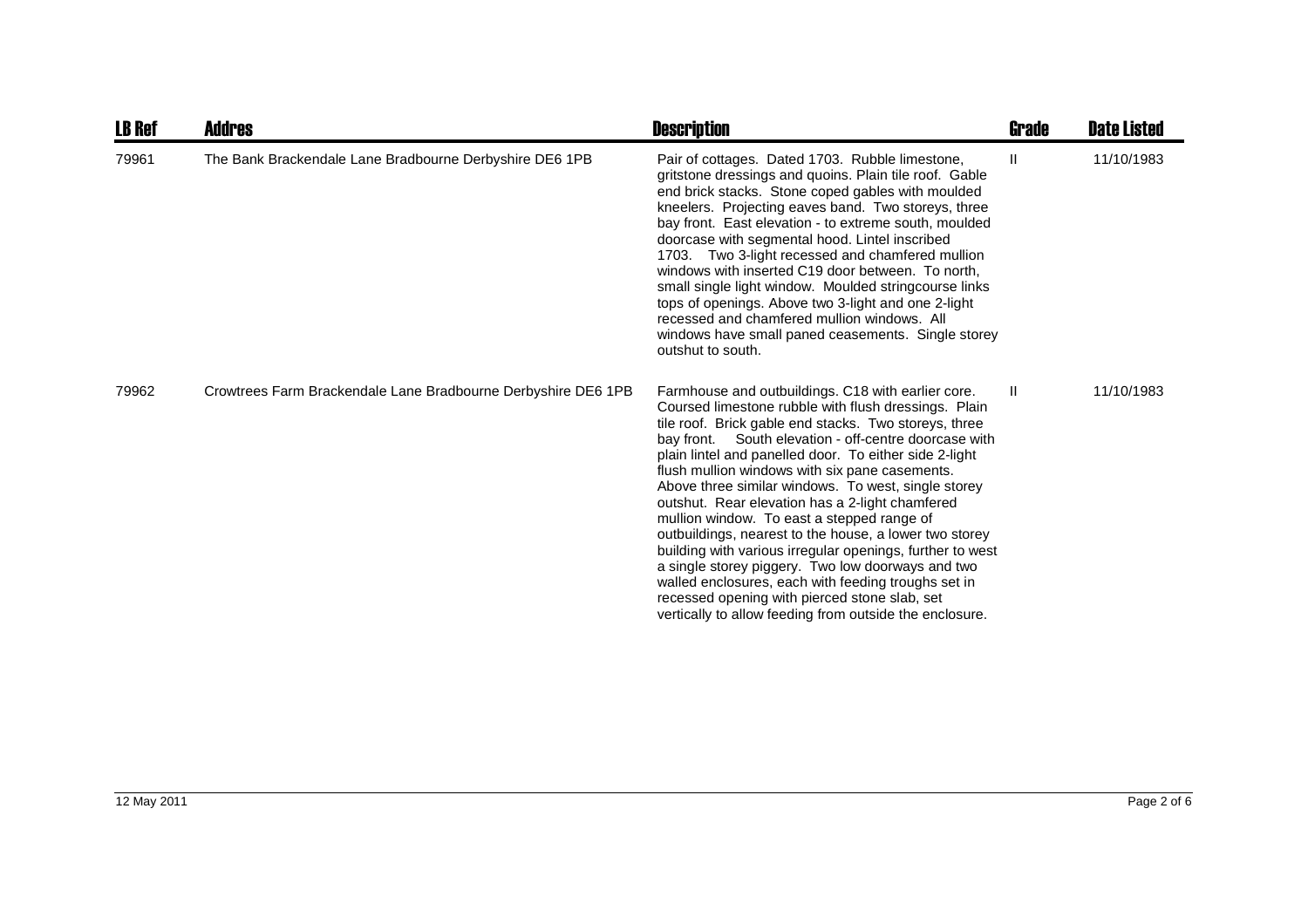| LB Ref | Addres | Description | Grade | Date Listed |
|---|---|---|---|---|
| 79961 | The Bank Brackendale Lane Bradbourne Derbyshire DE6 1PB | Pair of cottages. Dated 1703. Rubble limestone, gritstone dressings and quoins. Plain tile roof. Gable end brick stacks. Stone coped gables with moulded kneelers. Projecting eaves band. Two storeys, three bay front. East elevation - to extreme south, moulded doorcase with segmental hood. Lintel inscribed 1703. Two 3-light recessed and chamfered mullion windows with inserted C19 door between. To north, small single light window. Moulded stringcourse links tops of openings. Above two 3-light and one 2-light recessed and chamfered mullion windows. All windows have small paned ceasements. Single storey outshut to south. | II | 11/10/1983 |
| 79962 | Crowtrees Farm Brackendale Lane Bradbourne Derbyshire DE6 1PB | Farmhouse and outbuildings. C18 with earlier core. Coursed limestone rubble with flush dressings. Plain tile roof. Brick gable end stacks. Two storeys, three bay front. South elevation - off-centre doorcase with plain lintel and panelled door. To either side 2-light flush mullion windows with six pane casements. Above three similar windows. To west, single storey outshut. Rear elevation has a 2-light chamfered mullion window. To east a stepped range of outbuildings, nearest to the house, a lower two storey building with various irregular openings, further to west a single storey piggery. Two low doorways and two walled enclosures, each with feeding troughs set in recessed opening with pierced stone slab, set vertically to allow feeding from outside the enclosure. | II | 11/10/1983 |

12 May 2011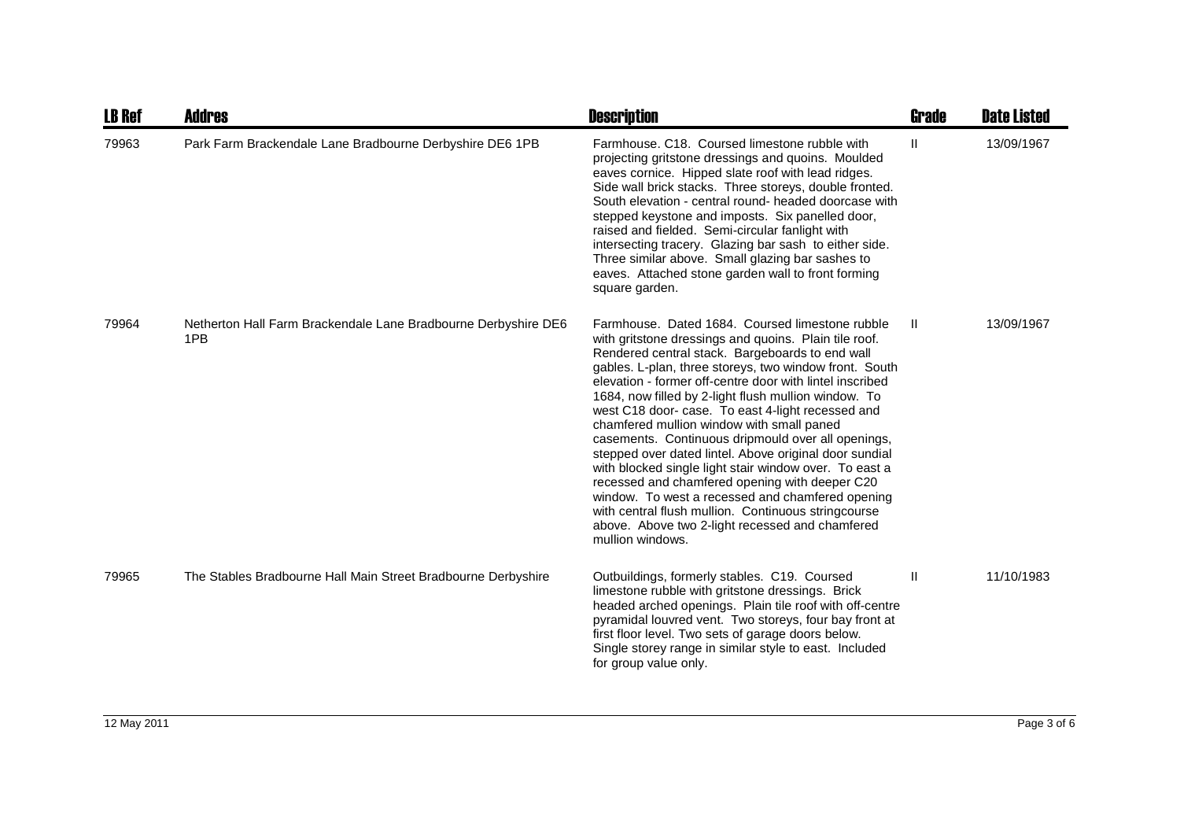| LB Ref | Addres | Description | Grade | Date Listed |
| --- | --- | --- | --- | --- |
| 79963 | Park Farm Brackendale Lane Bradbourne Derbyshire DE6 1PB | Farmhouse. C18. Coursed limestone rubble with projecting gritstone dressings and quoins. Moulded eaves cornice. Hipped slate roof with lead ridges. Side wall brick stacks. Three storeys, double fronted. South elevation - central round- headed doorcase with stepped keystone and imposts. Six panelled door, raised and fielded. Semi-circular fanlight with intersecting tracery. Glazing bar sash to either side. Three similar above. Small glazing bar sashes to eaves. Attached stone garden wall to front forming square garden. | II | 13/09/1967 |
| 79964 | Netherton Hall Farm Brackendale Lane Bradbourne Derbyshire DE6 1PB | Farmhouse. Dated 1684. Coursed limestone rubble with gritstone dressings and quoins. Plain tile roof. Rendered central stack. Bargeboards to end wall gables. L-plan, three storeys, two window front. South elevation - former off-centre door with lintel inscribed 1684, now filled by 2-light flush mullion window. To west C18 door- case. To east 4-light recessed and chamfered mullion window with small paned casements. Continuous dripmould over all openings, stepped over dated lintel. Above original door sundial with blocked single light stair window over. To east a recessed and chamfered opening with deeper C20 window. To west a recessed and chamfered opening with central flush mullion. Continuous stringcourse above. Above two 2-light recessed and chamfered mullion windows. | II | 13/09/1967 |
| 79965 | The Stables Bradbourne Hall Main Street Bradbourne Derbyshire | Outbuildings, formerly stables. C19. Coursed limestone rubble with gritstone dressings. Brick headed arched openings. Plain tile roof with off-centre pyramidal louvred vent. Two storeys, four bay front at first floor level. Two sets of garage doors below. Single storey range in similar style to east. Included for group value only. | II | 11/10/1983 |

12 May 2011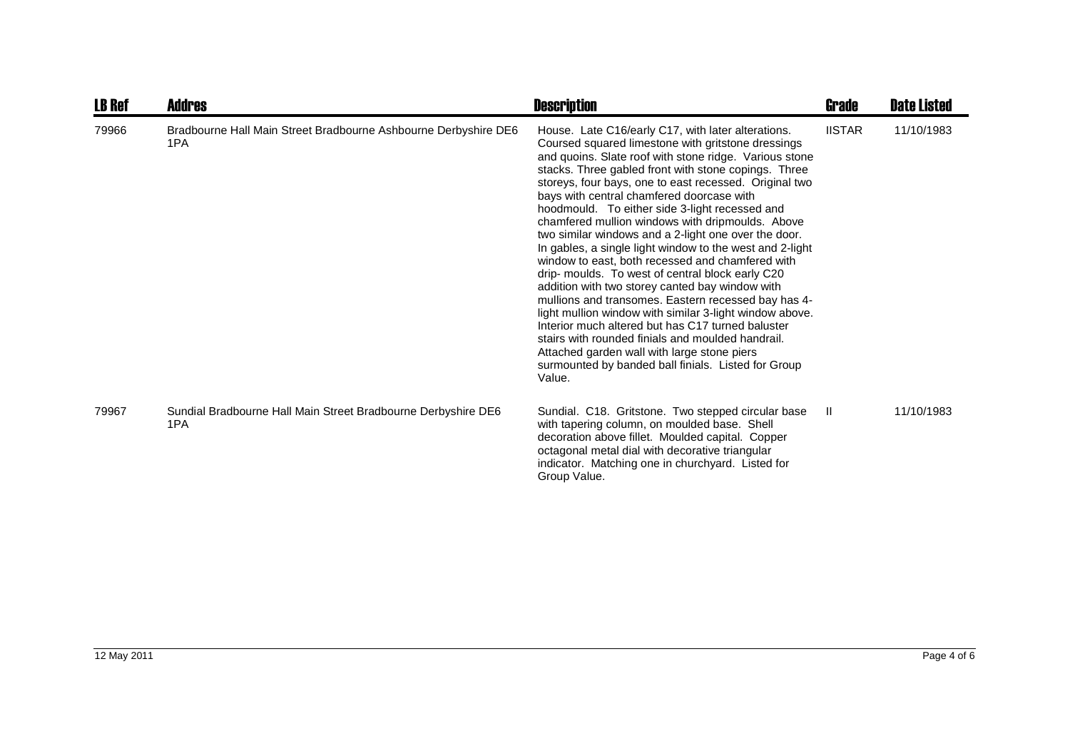| LB Ref | Addres | Description | Grade | Date Listed |
|---|---|---|---|---|
| 79966 | Bradbourne Hall Main Street Bradbourne Ashbourne Derbyshire DE6 1PA | House. Late C16/early C17, with later alterations. Coursed squared limestone with gritstone dressings and quoins. Slate roof with stone ridge. Various stone stacks. Three gabled front with stone copings. Three storeys, four bays, one to east recessed. Original two bays with central chamfered doorcase with hoodmould. To either side 3-light recessed and chamfered mullion windows with dripmoulds. Above two similar windows and a 2-light one over the door. In gables, a single light window to the west and 2-light window to east, both recessed and chamfered with drip- moulds. To west of central block early C20 addition with two storey canted bay window with mullions and transomes. Eastern recessed bay has 4-light mullion window with similar 3-light window above. Interior much altered but has C17 turned baluster stairs with rounded finials and moulded handrail. Attached garden wall with large stone piers surmounted by banded ball finials. Listed for Group Value. | IISTAR | 11/10/1983 |
| 79967 | Sundial Bradbourne Hall Main Street Bradbourne Derbyshire DE6 1PA | Sundial. C18. Gritstone. Two stepped circular base with tapering column, on moulded base. Shell decoration above fillet. Moulded capital. Copper octagonal metal dial with decorative triangular indicator. Matching one in churchyard. Listed for Group Value. | II | 11/10/1983 |

12 May 2011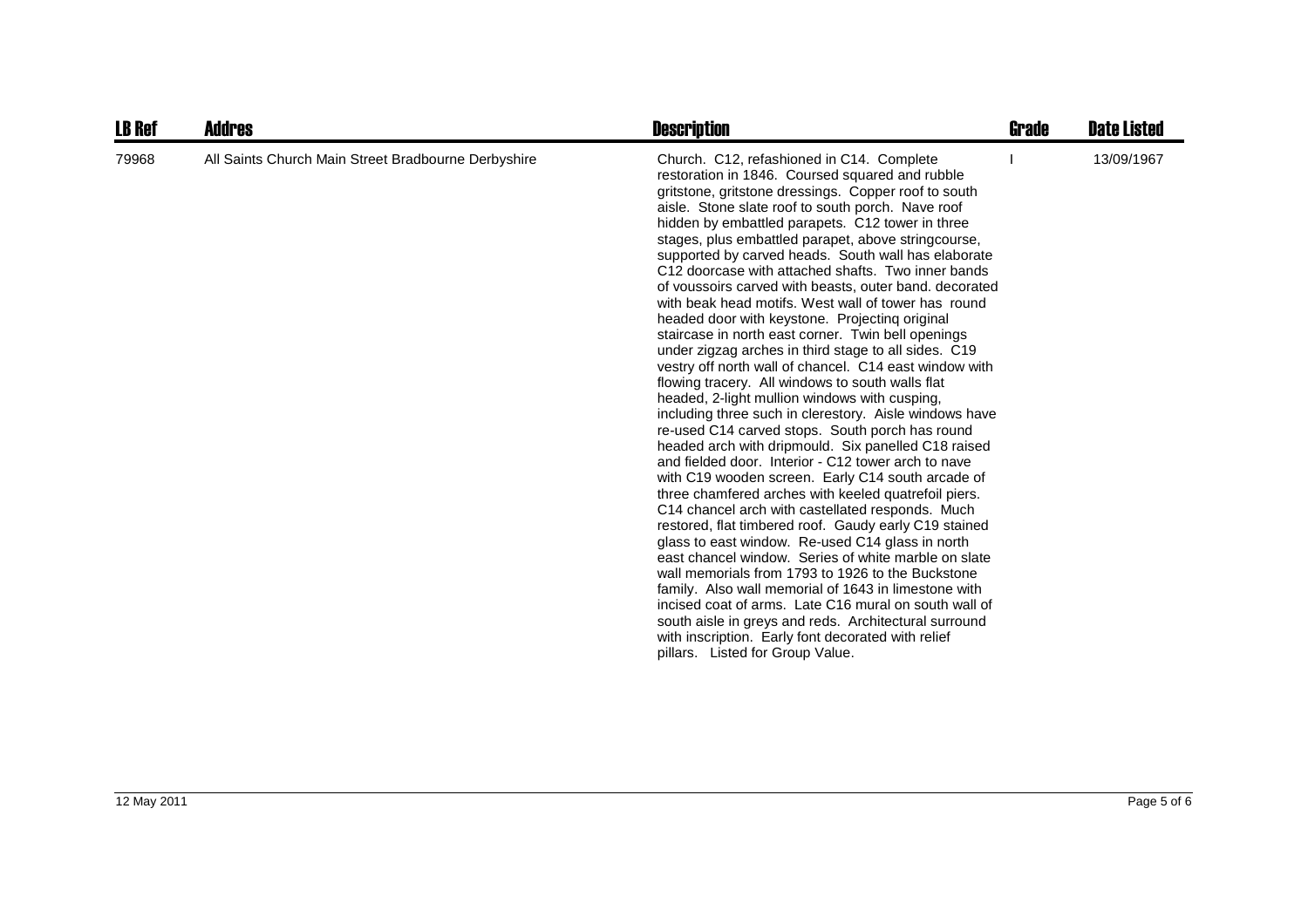| LB Ref | Addres | Description | Grade | Date Listed |
| --- | --- | --- | --- | --- |
| 79968 | All Saints Church Main Street Bradbourne Derbyshire | Church. C12, refashioned in C14. Complete restoration in 1846. Coursed squared and rubble gritstone, gritstone dressings. Copper roof to south aisle. Stone slate roof to south porch. Nave roof hidden by embattled parapets. C12 tower in three stages, plus embattled parapet, above stringcourse, supported by carved heads. South wall has elaborate C12 doorcase with attached shafts. Two inner bands of voussoirs carved with beasts, outer band. decorated with beak head motifs. West wall of tower has round headed door with keystone. Projectinq original staircase in north east corner. Twin bell openings under zigzag arches in third stage to all sides. C19 vestry off north wall of chancel. C14 east window with flowing tracery. All windows to south walls flat headed, 2-light mullion windows with cusping, including three such in clerestory. Aisle windows have re-used C14 carved stops. South porch has round headed arch with dripmould. Six panelled C18 raised and fielded door. Interior - C12 tower arch to nave with C19 wooden screen. Early C14 south arcade of three chamfered arches with keeled quatrefoil piers. C14 chancel arch with castellated responds. Much restored, flat timbered roof. Gaudy early C19 stained glass to east window. Re-used C14 glass in north east chancel window. Series of white marble on slate wall memorials from 1793 to 1926 to the Buckstone family. Also wall memorial of 1643 in limestone with incised coat of arms. Late C16 mural on south wall of south aisle in greys and reds. Architectural surround with inscription. Early font decorated with relief pillars. Listed for Group Value. | I | 13/09/1967 |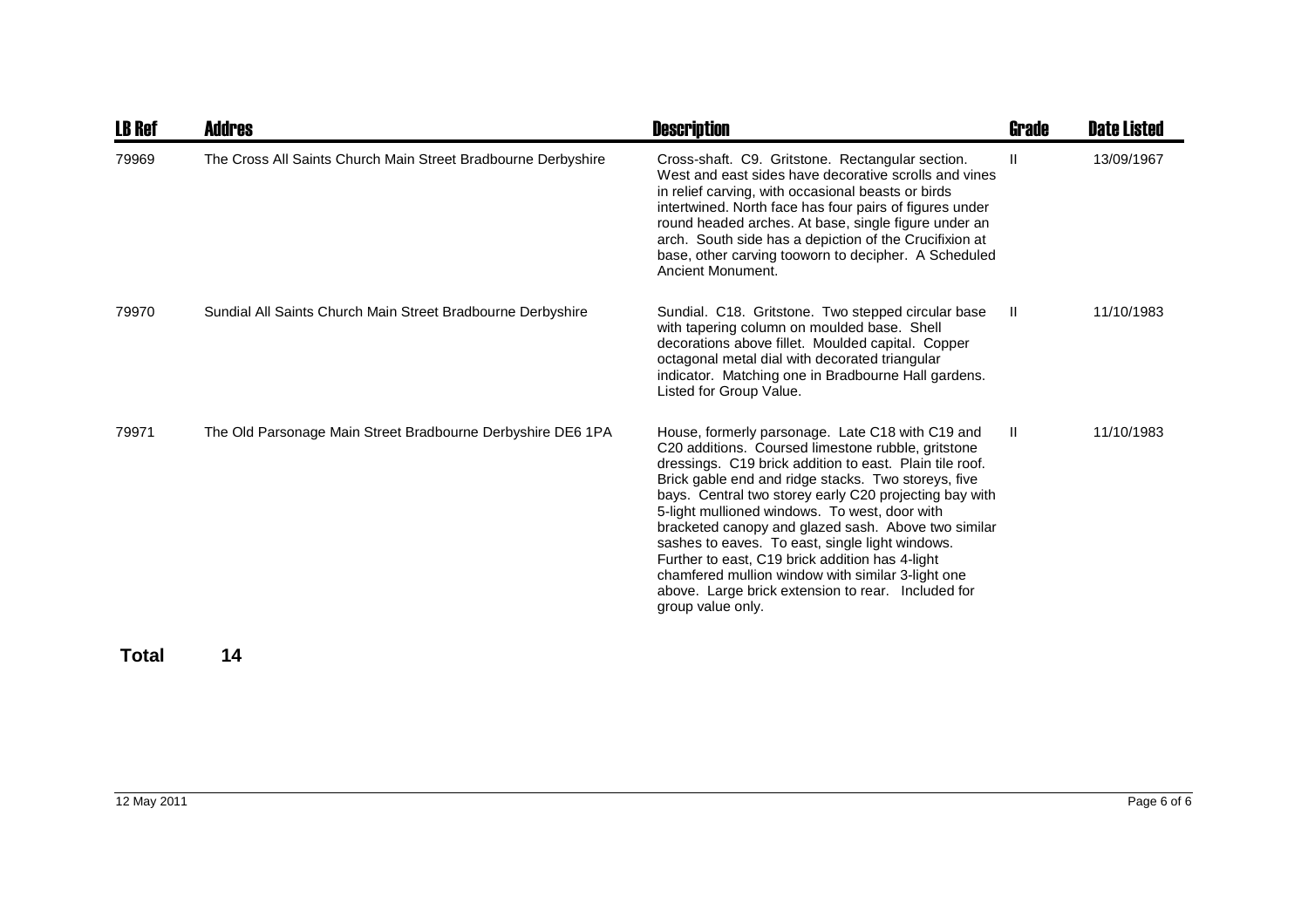| LB Ref | Addres | Description | Grade | Date Listed |
|---|---|---|---|---|
| 79969 | The Cross All Saints Church Main Street Bradbourne Derbyshire | Cross-shaft. C9. Gritstone. Rectangular section. West and east sides have decorative scrolls and vines in relief carving, with occasional beasts or birds intertwined. North face has four pairs of figures under round headed arches. At base, single figure under an arch. South side has a depiction of the Crucifixion at base, other carving tooworn to decipher. A Scheduled Ancient Monument. | II | 13/09/1967 |
| 79970 | Sundial All Saints Church Main Street Bradbourne Derbyshire | Sundial. C18. Gritstone. Two stepped circular base with tapering column on moulded base. Shell decorations above fillet. Moulded capital. Copper octagonal metal dial with decorated triangular indicator. Matching one in Bradbourne Hall gardens. Listed for Group Value. | II | 11/10/1983 |
| 79971 | The Old Parsonage Main Street Bradbourne Derbyshire DE6 1PA | House, formerly parsonage. Late C18 with C19 and C20 additions. Coursed limestone rubble, gritstone dressings. C19 brick addition to east. Plain tile roof. Brick gable end and ridge stacks. Two storeys, five bays. Central two storey early C20 projecting bay with 5-light mullioned windows. To west, door with bracketed canopy and glazed sash. Above two similar sashes to eaves. To east, single light windows. Further to east, C19 brick addition has 4-light chamfered mullion window with similar 3-light one above. Large brick extension to rear. Included for group value only. | II | 11/10/1983 |

**Total** **14**